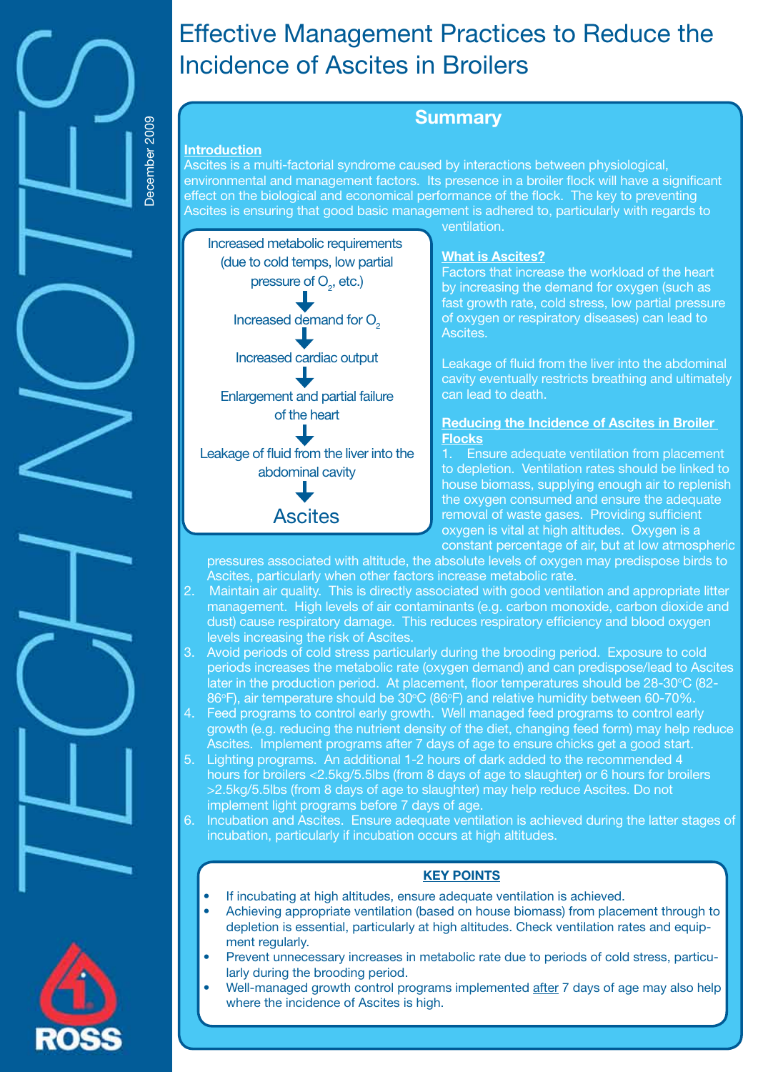# Effective Management Practices to Reduce the Incidence of Ascites in Broilers

TECH NOTES

December 2009

## Summary

**Introduction**

Ascites is a multi-factorial syndrome caused by interactions between physiological, environmental and management factors. Its presence in a broiler flock will have a significant effect on the biological and economical performance of the flock. The key to preventing Ascites is ensuring that good basic management is adhered to, particularly with regards to ventilation.

Increased metabolic requirements (due to cold temps, low partial pressure of $O_2$, etc.)
↓
Increased demand for $O_2$
↓
Increased cardiac output
↓
Enlargement and partial failure of the heart
↓
Leakage of fluid from the liver into the abdominal cavity
↓
Ascites

**What is Ascites?**

Factors that increase the workload of the heart by increasing the demand for oxygen (such as fast growth rate, cold stress, low partial pressure of oxygen or respiratory diseases) can lead to Ascites.

Leakage of fluid from the liver into the abdominal cavity eventually restricts breathing and ultimately can lead to death.

**Reducing the Incidence of Ascites in Broiler Flocks**

1. Ensure adequate ventilation from placement to depletion. Ventilation rates should be linked to house biomass, supplying enough air to replenish the oxygen consumed and ensure the adequate removal of waste gases. Providing sufficient oxygen is vital at high altitudes. Oxygen is a constant percentage of air, but at low atmospheric pressures associated with altitude, the absolute levels of oxygen may predispose birds to Ascites, particularly when other factors increase metabolic rate.
2. Maintain air quality. This is directly associated with good ventilation and appropriate litter management. High levels of air contaminants (e.g. carbon monoxide, carbon dioxide and dust) cause respiratory damage. This reduces respiratory efficiency and blood oxygen levels increasing the risk of Ascites.
3. Avoid periods of cold stress particularly during the brooding period. Exposure to cold periods increases the metabolic rate (oxygen demand) and can predispose/lead to Ascites later in the production period. At placement, floor temperatures should be 28-30°C (82-86°F), air temperature should be 30°C (86°F) and relative humidity between 60-70%.
4. Feed programs to control early growth. Well managed feed programs to control early growth (e.g. reducing the nutrient density of the diet, changing feed form) may help reduce Ascites. Implement programs after 7 days of age to ensure chicks get a good start.
5. Lighting programs. An additional 1-2 hours of dark added to the recommended 4 hours for broilers <2.5kg/5.5lbs (from 8 days of age to slaughter) or 6 hours for broilers >2.5kg/5.5lbs (from 8 days of age to slaughter) may help reduce Ascites. Do not implement light programs before 7 days of age.
6. Incubation and Ascites. Ensure adequate ventilation is achieved during the latter stages of incubation, particularly if incubation occurs at high altitudes.

**KEY POINTS**

- If incubating at high altitudes, ensure adequate ventilation is achieved.
- Achieving appropriate ventilation (based on house biomass) from placement through to depletion is essential, particularly at high altitudes. Check ventilation rates and equipment regularly.
- Prevent unnecessary increases in metabolic rate due to periods of cold stress, particularly during the brooding period.
- Well-managed growth control programs implemented after 7 days of age may also help where the incidence of Ascites is high.

ROSS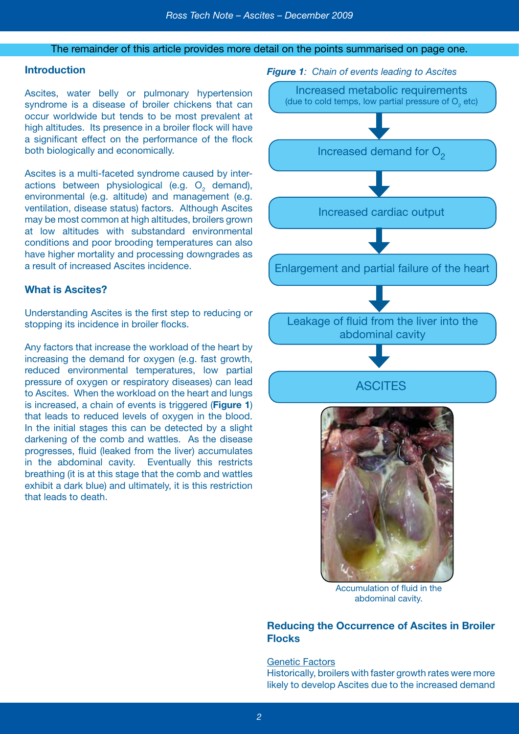The remainder of this article provides more detail on the points summarised on page one.

## Introduction

Ascites, water belly or pulmonary hypertension syndrome is a disease of broiler chickens that can occur worldwide but tends to be most prevalent at high altitudes. Its presence in a broiler flock will have a significant effect on the performance of the flock both biologically and economically.

Ascites is a multi-faceted syndrome caused by interactions between physiological (e.g. $O_2$ demand), environmental (e.g. altitude) and management (e.g. ventilation, disease status) factors. Although Ascites may be most common at high altitudes, broilers grown at low altitudes with substandard environmental conditions and poor brooding temperatures can also have higher mortality and processing downgrades as a result of increased Ascites incidence.

## What is Ascites?

Understanding Ascites is the first step to reducing or stopping its incidence in broiler flocks.

Any factors that increase the workload of the heart by increasing the demand for oxygen (e.g. fast growth, reduced environmental temperatures, low partial pressure of oxygen or respiratory diseases) can lead to Ascites. When the workload on the heart and lungs is increased, a chain of events is triggered (**Figure 1**) that leads to reduced levels of oxygen in the blood. In the initial stages this can be detected by a slight darkening of the comb and wattles. As the disease progresses, fluid (leaked from the liver) accumulates in the abdominal cavity. Eventually this restricts breathing (it is at this stage that the comb and wattles exhibit a dark blue) and ultimately, it is this restriction that leads to death.

***Figure 1**: Chain of events leading to Ascites*

Increased metabolic requirements (due to cold temps, low partial pressure of $O_2$ etc)
↓
Increased demand for $O_2$
↓
Increased cardiac output
↓
Enlargement and partial failure of the heart
↓
Leakage of fluid from the liver into the abdominal cavity
↓
ASCITES

Accumulation of fluid in the abdominal cavity.

## Reducing the Occurrence of Ascites in Broiler Flocks

Genetic Factors

Historically, broilers with faster growth rates were more likely to develop Ascites due to the increased demand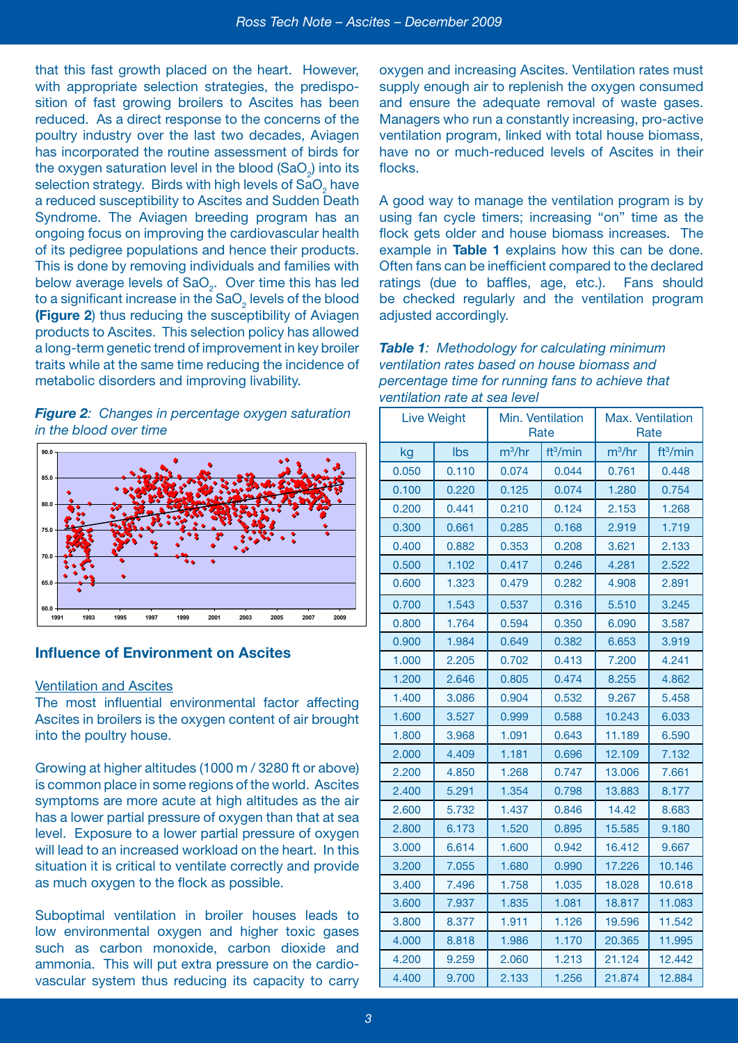that this fast growth placed on the heart. However, with appropriate selection strategies, the predisposition of fast growing broilers to Ascites has been reduced. As a direct response to the concerns of the poultry industry over the last two decades, Aviagen has incorporated the routine assessment of birds for the oxygen saturation level in the blood ($SaO_2$) into its selection strategy. Birds with high levels of $SaO_2$ have a reduced susceptibility to Ascites and Sudden Death Syndrome. The Aviagen breeding program has an ongoing focus on improving the cardiovascular health of its pedigree populations and hence their products. This is done by removing individuals and families with below average levels of $SaO_2$. Over time this has led to a significant increase in the $SaO_2$ levels of the blood (**Figure 2**) thus reducing the susceptibility of Aviagen products to Ascites. This selection policy has allowed a long-term genetic trend of improvement in key broiler traits while at the same time reducing the incidence of metabolic disorders and improving livability.

***Figure 2**: Changes in percentage oxygen saturation in the blood over time*

## Influence of Environment on Ascites

Ventilation and Ascites

The most influential environmental factor affecting Ascites in broilers is the oxygen content of air brought into the poultry house.

Growing at higher altitudes (1000 m / 3280 ft or above) is common place in some regions of the world. Ascites symptoms are more acute at high altitudes as the air has a lower partial pressure of oxygen than that at sea level. Exposure to a lower partial pressure of oxygen will lead to an increased workload on the heart. In this situation it is critical to ventilate correctly and provide as much oxygen to the flock as possible.

Suboptimal ventilation in broiler houses leads to low environmental oxygen and higher toxic gases such as carbon monoxide, carbon dioxide and ammonia. This will put extra pressure on the cardiovascular system thus reducing its capacity to carry oxygen and increasing Ascites. Ventilation rates must supply enough air to replenish the oxygen consumed and ensure the adequate removal of waste gases. Managers who run a constantly increasing, pro-active ventilation program, linked with total house biomass, have no or much-reduced levels of Ascites in their flocks.

A good way to manage the ventilation program is by using fan cycle timers; increasing "on" time as the flock gets older and house biomass increases. The example in **Table 1** explains how this can be done. Often fans can be inefficient compared to the declared ratings (due to baffles, age, etc.). Fans should be checked regularly and the ventilation program adjusted accordingly.

***Table 1**: Methodology for calculating minimum ventilation rates based on house biomass and percentage time for running fans to achieve that ventilation rate at sea level*

| Live Weight | | Min. Ventilation Rate | | Max. Ventilation Rate | |
|---|---|---|---|---|---|
| kg | lbs | $m^3/hr$ | $ft^3/min$ | $m^3/hr$ | $ft^3/min$ |
| 0.050 | 0.110 | 0.074 | 0.044 | 0.761 | 0.448 |
| 0.100 | 0.220 | 0.125 | 0.074 | 1.280 | 0.754 |
| 0.200 | 0.441 | 0.210 | 0.124 | 2.153 | 1.268 |
| 0.300 | 0.661 | 0.285 | 0.168 | 2.919 | 1.719 |
| 0.400 | 0.882 | 0.353 | 0.208 | 3.621 | 2.133 |
| 0.500 | 1.102 | 0.417 | 0.246 | 4.281 | 2.522 |
| 0.600 | 1.323 | 0.479 | 0.282 | 4.908 | 2.891 |
| 0.700 | 1.543 | 0.537 | 0.316 | 5.510 | 3.245 |
| 0.800 | 1.764 | 0.594 | 0.350 | 6.090 | 3.587 |
| 0.900 | 1.984 | 0.649 | 0.382 | 6.653 | 3.919 |
| 1.000 | 2.205 | 0.702 | 0.413 | 7.200 | 4.241 |
| 1.200 | 2.646 | 0.805 | 0.474 | 8.255 | 4.862 |
| 1.400 | 3.086 | 0.904 | 0.532 | 9.267 | 5.458 |
| 1.600 | 3.527 | 0.999 | 0.588 | 10.243 | 6.033 |
| 1.800 | 3.968 | 1.091 | 0.643 | 11.189 | 6.590 |
| 2.000 | 4.409 | 1.181 | 0.696 | 12.109 | 7.132 |
| 2.200 | 4.850 | 1.268 | 0.747 | 13.006 | 7.661 |
| 2.400 | 5.291 | 1.354 | 0.798 | 13.883 | 8.177 |
| 2.600 | 5.732 | 1.437 | 0.846 | 14.42 | 8.683 |
| 2.800 | 6.173 | 1.520 | 0.895 | 15.585 | 9.180 |
| 3.000 | 6.614 | 1.600 | 0.942 | 16.412 | 9.667 |
| 3.200 | 7.055 | 1.680 | 0.990 | 17.226 | 10.146 |
| 3.400 | 7.496 | 1.758 | 1.035 | 18.028 | 10.618 |
| 3.600 | 7.937 | 1.835 | 1.081 | 18.817 | 11.083 |
| 3.800 | 8.377 | 1.911 | 1.126 | 19.596 | 11.542 |
| 4.000 | 8.818 | 1.986 | 1.170 | 20.365 | 11.995 |
| 4.200 | 9.259 | 2.060 | 1.213 | 21.124 | 12.442 |
| 4.400 | 9.700 | 2.133 | 1.256 | 21.874 | 12.884 |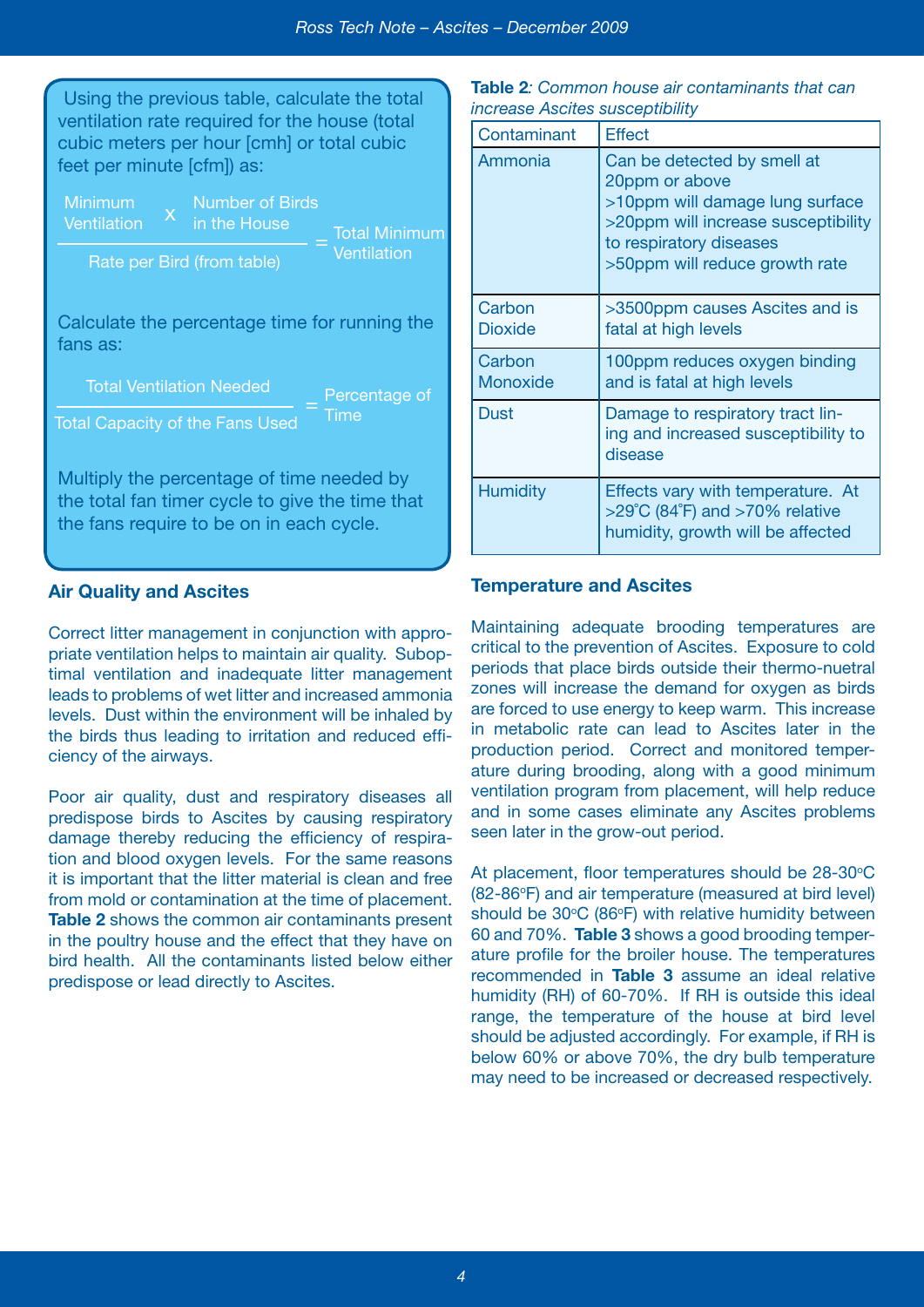Using the previous table, calculate the total ventilation rate required for the house (total cubic meters per hour [cmh] or total cubic feet per minute [cfm]) as:

$$\frac{\text{Minimum Ventilation} \times \text{Number of Birds in the House}}{\text{Rate per Bird (from table)}} = \text{Total Minimum Ventilation}$$

Calculate the percentage time for running the fans as:

$$\frac{\text{Total Ventilation Needed}}{\text{Total Capacity of the Fans Used}} = \text{Percentage of Time}$$

Multiply the percentage of time needed by the total fan timer cycle to give the time that the fans require to be on in each cycle.

## Air Quality and Ascites

Correct litter management in conjunction with appropriate ventilation helps to maintain air quality. Suboptimal ventilation and inadequate litter management leads to problems of wet litter and increased ammonia levels. Dust within the environment will be inhaled by the birds thus leading to irritation and reduced efficiency of the airways.

Poor air quality, dust and respiratory diseases all predispose birds to Ascites by causing respiratory damage thereby reducing the efficiency of respiration and blood oxygen levels. For the same reasons it is important that the litter material is clean and free from mold or contamination at the time of placement. **Table 2** shows the common air contaminants present in the poultry house and the effect that they have on bird health. All the contaminants listed below either predispose or lead directly to Ascites.

**Table 2**: *Common house air contaminants that can increase Ascites susceptibility*

| Contaminant | Effect |
|---|---|
| Ammonia | Can be detected by smell at 20ppm or above<br>>10ppm will damage lung surface<br>>20ppm will increase susceptibility to respiratory diseases<br>>50ppm will reduce growth rate |
| Carbon Dioxide | >3500ppm causes Ascites and is fatal at high levels |
| Carbon Monoxide | 100ppm reduces oxygen binding and is fatal at high levels |
| Dust | Damage to respiratory tract lining and increased susceptibility to disease |
| Humidity | Effects vary with temperature. At >29°C (84°F) and >70% relative humidity, growth will be affected |

## Temperature and Ascites

Maintaining adequate brooding temperatures are critical to the prevention of Ascites. Exposure to cold periods that place birds outside their thermo-nuetral zones will increase the demand for oxygen as birds are forced to use energy to keep warm. This increase in metabolic rate can lead to Ascites later in the production period. Correct and monitored temperature during brooding, along with a good minimum ventilation program from placement, will help reduce and in some cases eliminate any Ascites problems seen later in the grow-out period.

At placement, floor temperatures should be 28-30°C (82-86°F) and air temperature (measured at bird level) should be 30°C (86°F) with relative humidity between 60 and 70%. **Table 3** shows a good brooding temperature profile for the broiler house. The temperatures recommended in **Table 3** assume an ideal relative humidity (RH) of 60-70%. If RH is outside this ideal range, the temperature of the house at bird level should be adjusted accordingly. For example, if RH is below 60% or above 70%, the dry bulb temperature may need to be increased or decreased respectively.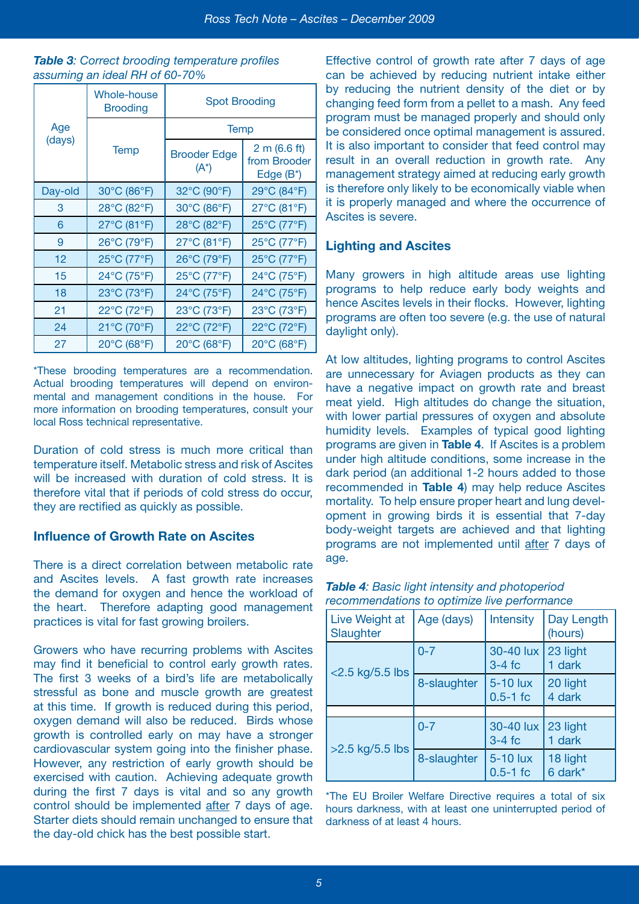***Table 3**: Correct brooding temperature profiles assuming an ideal RH of 60-70%*

| Age (days) | Whole-house Brooding | Spot Brooding | |
|---|---|---|---|
| | Temp | Temp | |
| | | Brooder Edge (A*) | 2 m (6.6 ft) from Brooder Edge (B*) |
| Day-old | 30°C (86°F) | 32°C (90°F) | 29°C (84°F) |
| 3 | 28°C (82°F) | 30°C (86°F) | 27°C (81°F) |
| 6 | 27°C (81°F) | 28°C (82°F) | 25°C (77°F) |
| 9 | 26°C (79°F) | 27°C (81°F) | 25°C (77°F) |
| 12 | 25°C (77°F) | 26°C (79°F) | 25°C (77°F) |
| 15 | 24°C (75°F) | 25°C (77°F) | 24°C (75°F) |
| 18 | 23°C (73°F) | 24°C (75°F) | 24°C (75°F) |
| 21 | 22°C (72°F) | 23°C (73°F) | 23°C (73°F) |
| 24 | 21°C (70°F) | 22°C (72°F) | 22°C (72°F) |
| 27 | 20°C (68°F) | 20°C (68°F) | 20°C (68°F) |

*These brooding temperatures are a recommendation. Actual brooding temperatures will depend on environmental and management conditions in the house. For more information on brooding temperatures, consult your local Ross technical representative.

Duration of cold stress is much more critical than temperature itself. Metabolic stress and risk of Ascites will be increased with duration of cold stress. It is therefore vital that if periods of cold stress do occur, they are rectified as quickly as possible.

### Influence of Growth Rate on Ascites

There is a direct correlation between metabolic rate and Ascites levels. A fast growth rate increases the demand for oxygen and hence the workload of the heart. Therefore adapting good management practices is vital for fast growing broilers.

Growers who have recurring problems with Ascites may find it beneficial to control early growth rates. The first 3 weeks of a bird's life are metabolically stressful as bone and muscle growth are greatest at this time. If growth is reduced during this period, oxygen demand will also be reduced. Birds whose growth is controlled early on may have a stronger cardiovascular system going into the finisher phase. However, any restriction of early growth should be exercised with caution. Achieving adequate growth during the first 7 days is vital and so any growth control should be implemented after 7 days of age. Starter diets should remain unchanged to ensure that the day-old chick has the best possible start.

Effective control of growth rate after 7 days of age can be achieved by reducing nutrient intake either by reducing the nutrient density of the diet or by changing feed form from a pellet to a mash. Any feed program must be managed properly and should only be considered once optimal management is assured. It is also important to consider that feed control may result in an overall reduction in growth rate. Any management strategy aimed at reducing early growth is therefore only likely to be economically viable when it is properly managed and where the occurrence of Ascites is severe.

### Lighting and Ascites

Many growers in high altitude areas use lighting programs to help reduce early body weights and hence Ascites levels in their flocks. However, lighting programs are often too severe (e.g. the use of natural daylight only).

At low altitudes, lighting programs to control Ascites are unnecessary for Aviagen products as they can have a negative impact on growth rate and breast meat yield. High altitudes do change the situation, with lower partial pressures of oxygen and absolute humidity levels. Examples of typical good lighting programs are given in **Table 4**. If Ascites is a problem under high altitude conditions, some increase in the dark period (an additional 1-2 hours added to those recommended in **Table 4**) may help reduce Ascites mortality. To help ensure proper heart and lung development in growing birds it is essential that 7-day body-weight targets are achieved and that lighting programs are not implemented until after 7 days of age.

***Table 4**: Basic light intensity and photoperiod recommendations to optimize live performance*

| Live Weight at Slaughter | Age (days) | Intensity | Day Length (hours) |
|---|---|---|---|
| <2.5 kg/5.5 lbs | 0-7 | 30-40 lux 3-4 fc | 23 light 1 dark |
| | 8-slaughter | 5-10 lux 0.5-1 fc | 20 light 4 dark |
| >2.5 kg/5.5 lbs | 0-7 | 30-40 lux 3-4 fc | 23 light 1 dark |
| | 8-slaughter | 5-10 lux 0.5-1 fc | 18 light 6 dark* |

*The EU Broiler Welfare Directive requires a total of six hours darkness, with at least one uninterrupted period of darkness of at least 4 hours.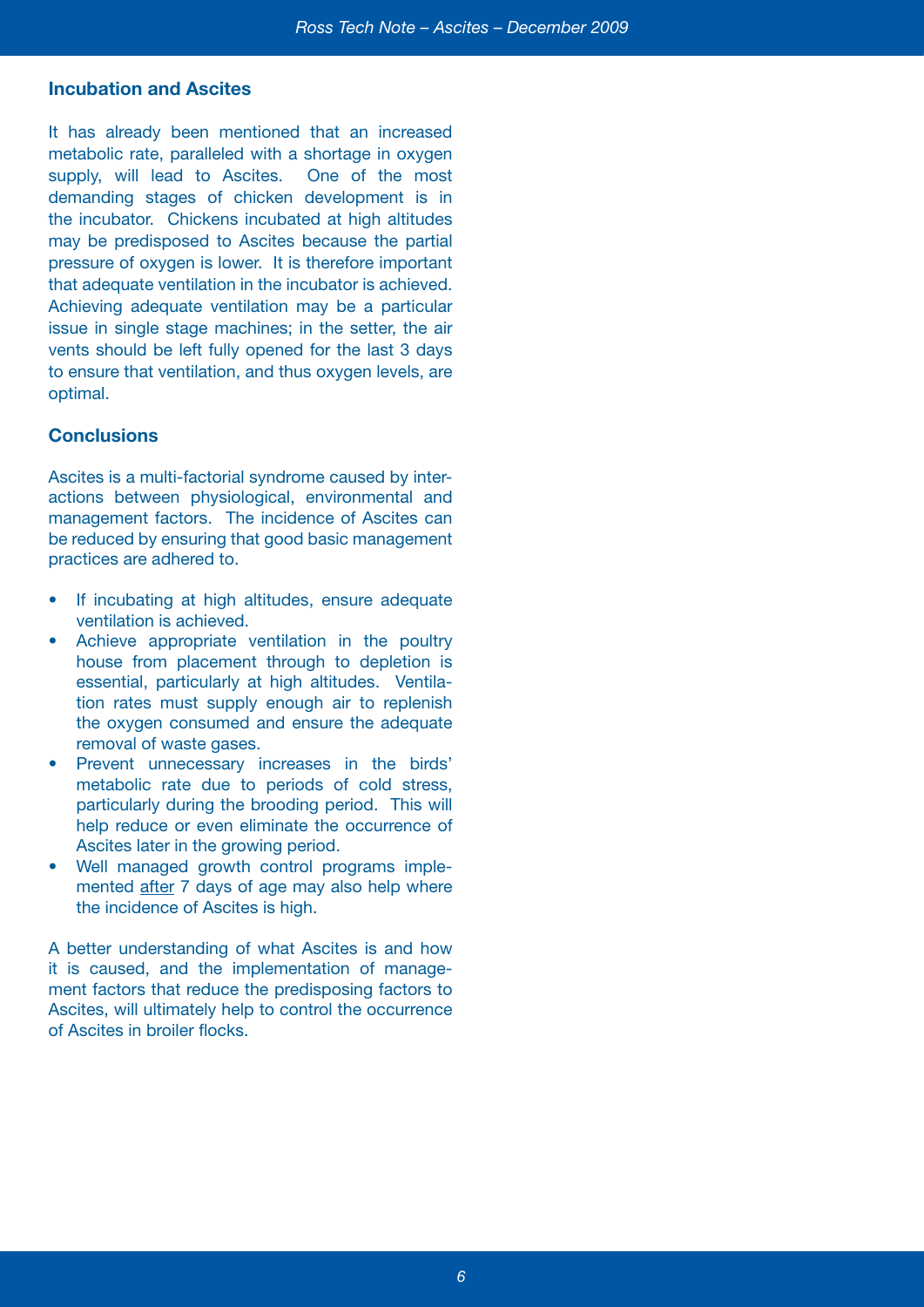## Incubation and Ascites

It has already been mentioned that an increased metabolic rate, paralleled with a shortage in oxygen supply, will lead to Ascites. One of the most demanding stages of chicken development is in the incubator. Chickens incubated at high altitudes may be predisposed to Ascites because the partial pressure of oxygen is lower. It is therefore important that adequate ventilation in the incubator is achieved. Achieving adequate ventilation may be a particular issue in single stage machines; in the setter, the air vents should be left fully opened for the last 3 days to ensure that ventilation, and thus oxygen levels, are optimal.

## Conclusions

Ascites is a multi-factorial syndrome caused by interactions between physiological, environmental and management factors. The incidence of Ascites can be reduced by ensuring that good basic management practices are adhered to.

- If incubating at high altitudes, ensure adequate ventilation is achieved.
- Achieve appropriate ventilation in the poultry house from placement through to depletion is essential, particularly at high altitudes. Ventilation rates must supply enough air to replenish the oxygen consumed and ensure the adequate removal of waste gases.
- Prevent unnecessary increases in the birds' metabolic rate due to periods of cold stress, particularly during the brooding period. This will help reduce or even eliminate the occurrence of Ascites later in the growing period.
- Well managed growth control programs implemented <u>after</u> 7 days of age may also help where the incidence of Ascites is high.

A better understanding of what Ascites is and how it is caused, and the implementation of management factors that reduce the predisposing factors to Ascites, will ultimately help to control the occurrence of Ascites in broiler flocks.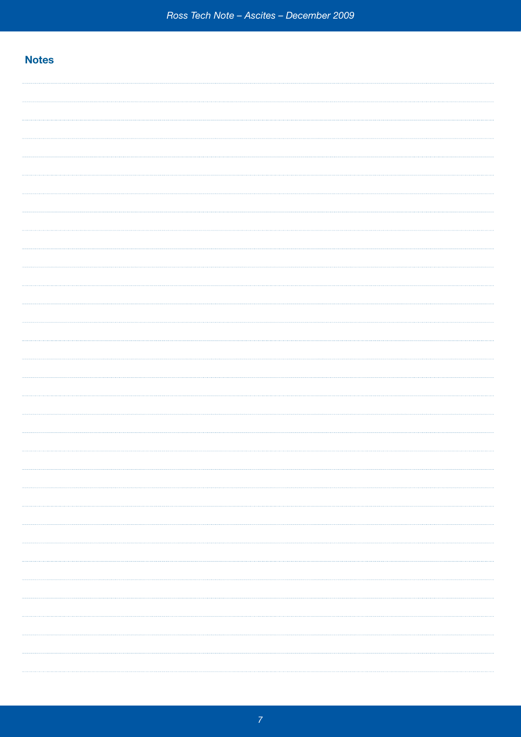## Notes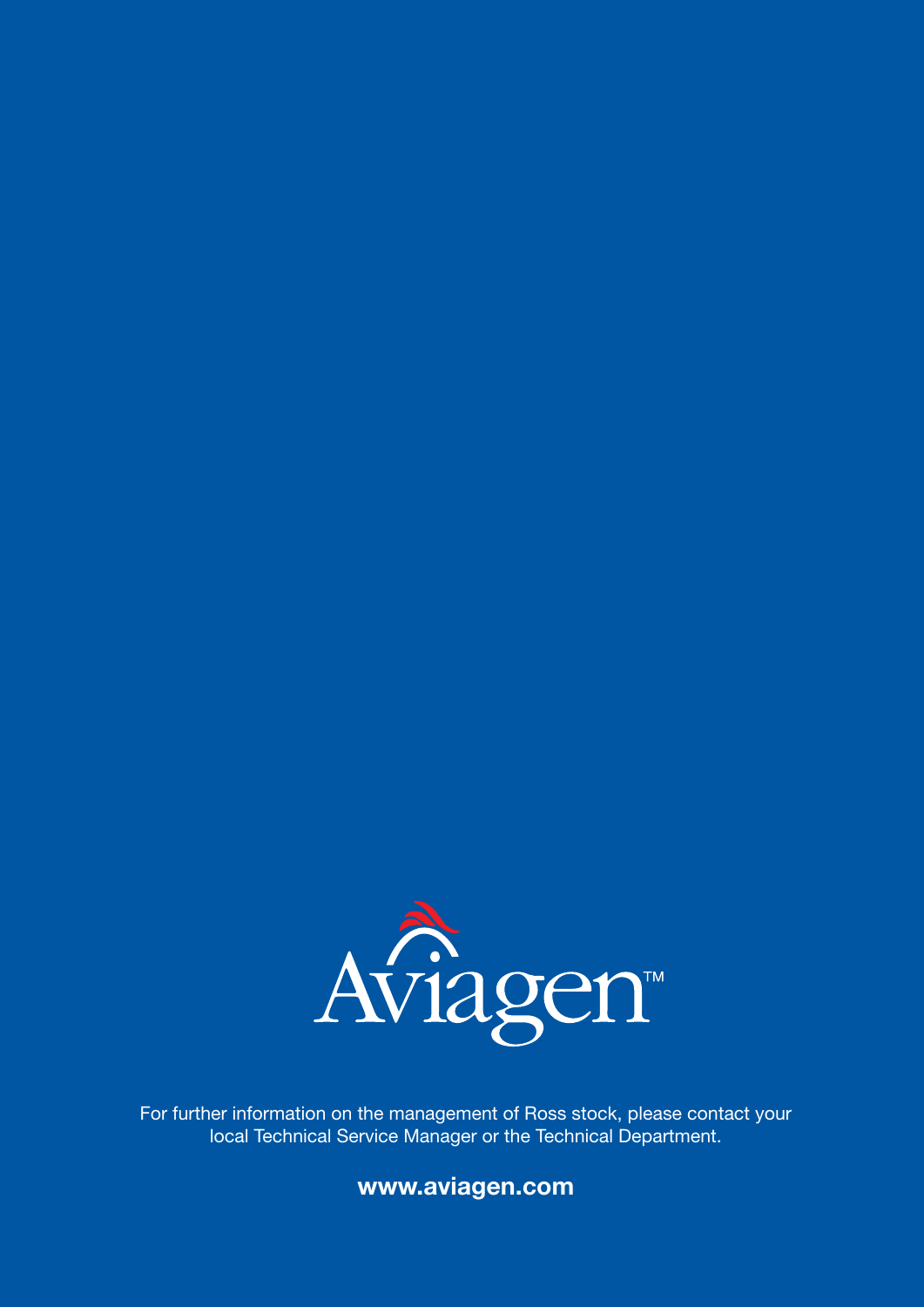Aviagen™

For further information on the management of Ross stock, please contact your local Technical Service Manager or the Technical Department.

**www.aviagen.com**